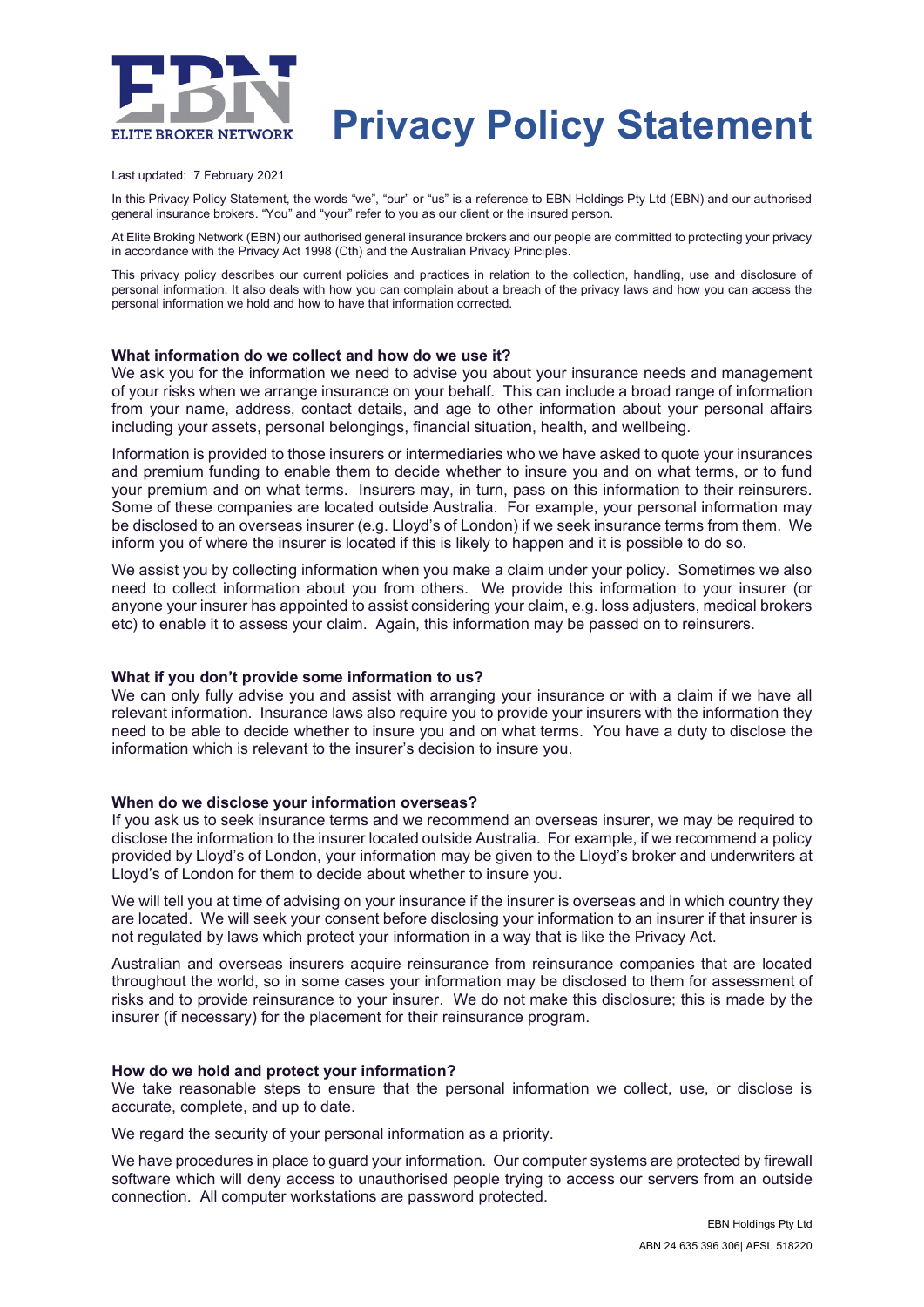ELITE BROKER NETWORK

# Privacy Policy Statement

Last updated: 7 February 2021

In this Privacy Policy Statement, the words "we", "our" or "us" is a reference to EBN Holdings Pty Ltd (EBN) and our authorised general insurance brokers. "You" and "your" refer to you as our client or the insured person.

At Elite Broking Network (EBN) our authorised general insurance brokers and our people are committed to protecting your privacy in accordance with the Privacy Act 1998 (Cth) and the Australian Privacy Principles.

This privacy policy describes our current policies and practices in relation to the collection, handling, use and disclosure of personal information. It also deals with how you can complain about a breach of the privacy laws and how you can access the personal information we hold and how to have that information corrected.

### What information do we collect and how do we use it?

We ask you for the information we need to advise you about your insurance needs and management of your risks when we arrange insurance on your behalf. This can include a broad range of information from your name, address, contact details, and age to other information about your personal affairs including your assets, personal belongings, financial situation, health, and wellbeing.

Information is provided to those insurers or intermediaries who we have asked to quote your insurances and premium funding to enable them to decide whether to insure you and on what terms, or to fund your premium and on what terms. Insurers may, in turn, pass on this information to their reinsurers. Some of these companies are located outside Australia. For example, your personal information may be disclosed to an overseas insurer (e.g. Lloyd's of London) if we seek insurance terms from them. We inform you of where the insurer is located if this is likely to happen and it is possible to do so.

We assist you by collecting information when you make a claim under your policy. Sometimes we also need to collect information about you from others. We provide this information to your insurer (or anyone your insurer has appointed to assist considering your claim, e.g. loss adjusters, medical brokers etc) to enable it to assess your claim. Again, this information may be passed on to reinsurers.

### What if you don't provide some information to us?

We can only fully advise you and assist with arranging your insurance or with a claim if we have all relevant information. Insurance laws also require you to provide your insurers with the information they need to be able to decide whether to insure you and on what terms. You have a duty to disclose the information which is relevant to the insurer's decision to insure you.

### When do we disclose your information overseas?

If you ask us to seek insurance terms and we recommend an overseas insurer, we may be required to disclose the information to the insurer located outside Australia. For example, if we recommend a policy provided by Lloyd's of London, your information may be given to the Lloyd's broker and underwriters at Lloyd's of London for them to decide about whether to insure you.

We will tell you at time of advising on your insurance if the insurer is overseas and in which country they are located. We will seek your consent before disclosing your information to an insurer if that insurer is not regulated by laws which protect your information in a way that is like the Privacy Act.

Australian and overseas insurers acquire reinsurance from reinsurance companies that are located throughout the world, so in some cases your information may be disclosed to them for assessment of risks and to provide reinsurance to your insurer. We do not make this disclosure; this is made by the insurer (if necessary) for the placement for their reinsurance program.

### How do we hold and protect your information?

We take reasonable steps to ensure that the personal information we collect, use, or disclose is accurate, complete, and up to date.

We regard the security of your personal information as a priority.

We have procedures in place to guard your information. Our computer systems are protected by firewall software which will deny access to unauthorised people trying to access our servers from an outside connection. All computer workstations are password protected.

EBN Holdings Pty Ltd
ABN 24 635 396 306| AFSL 518220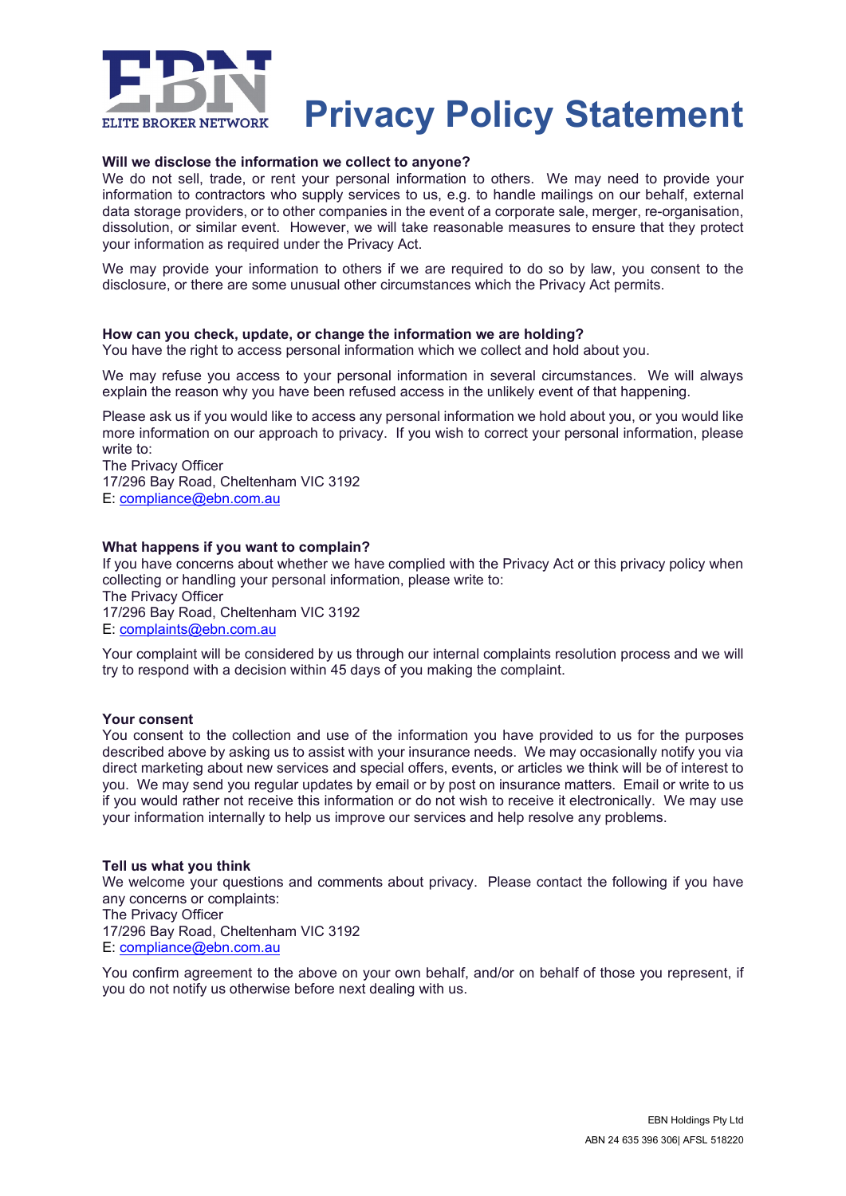# Privacy Policy Statement

**Will we disclose the information we collect to anyone?**
We do not sell, trade, or rent your personal information to others. We may need to provide your information to contractors who supply services to us, e.g. to handle mailings on our behalf, external data storage providers, or to other companies in the event of a corporate sale, merger, re-organisation, dissolution, or similar event. However, we will take reasonable measures to ensure that they protect your information as required under the Privacy Act.

We may provide your information to others if we are required to do so by law, you consent to the disclosure, or there are some unusual other circumstances which the Privacy Act permits.

**How can you check, update, or change the information we are holding?**
You have the right to access personal information which we collect and hold about you.

We may refuse you access to your personal information in several circumstances. We will always explain the reason why you have been refused access in the unlikely event of that happening.

Please ask us if you would like to access any personal information we hold about you, or you would like more information on our approach to privacy. If you wish to correct your personal information, please write to:
The Privacy Officer
17/296 Bay Road, Cheltenham VIC 3192
E: compliance@ebn.com.au

**What happens if you want to complain?**
If you have concerns about whether we have complied with the Privacy Act or this privacy policy when collecting or handling your personal information, please write to:
The Privacy Officer
17/296 Bay Road, Cheltenham VIC 3192
E: complaints@ebn.com.au

Your complaint will be considered by us through our internal complaints resolution process and we will try to respond with a decision within 45 days of you making the complaint.

**Your consent**
You consent to the collection and use of the information you have provided to us for the purposes described above by asking us to assist with your insurance needs. We may occasionally notify you via direct marketing about new services and special offers, events, or articles we think will be of interest to you. We may send you regular updates by email or by post on insurance matters. Email or write to us if you would rather not receive this information or do not wish to receive it electronically. We may use your information internally to help us improve our services and help resolve any problems.

**Tell us what you think**
We welcome your questions and comments about privacy. Please contact the following if you have any concerns or complaints:
The Privacy Officer
17/296 Bay Road, Cheltenham VIC 3192
E: compliance@ebn.com.au

You confirm agreement to the above on your own behalf, and/or on behalf of those you represent, if you do not notify us otherwise before next dealing with us.

EBN Holdings Pty Ltd
ABN 24 635 396 306| AFSL 518220